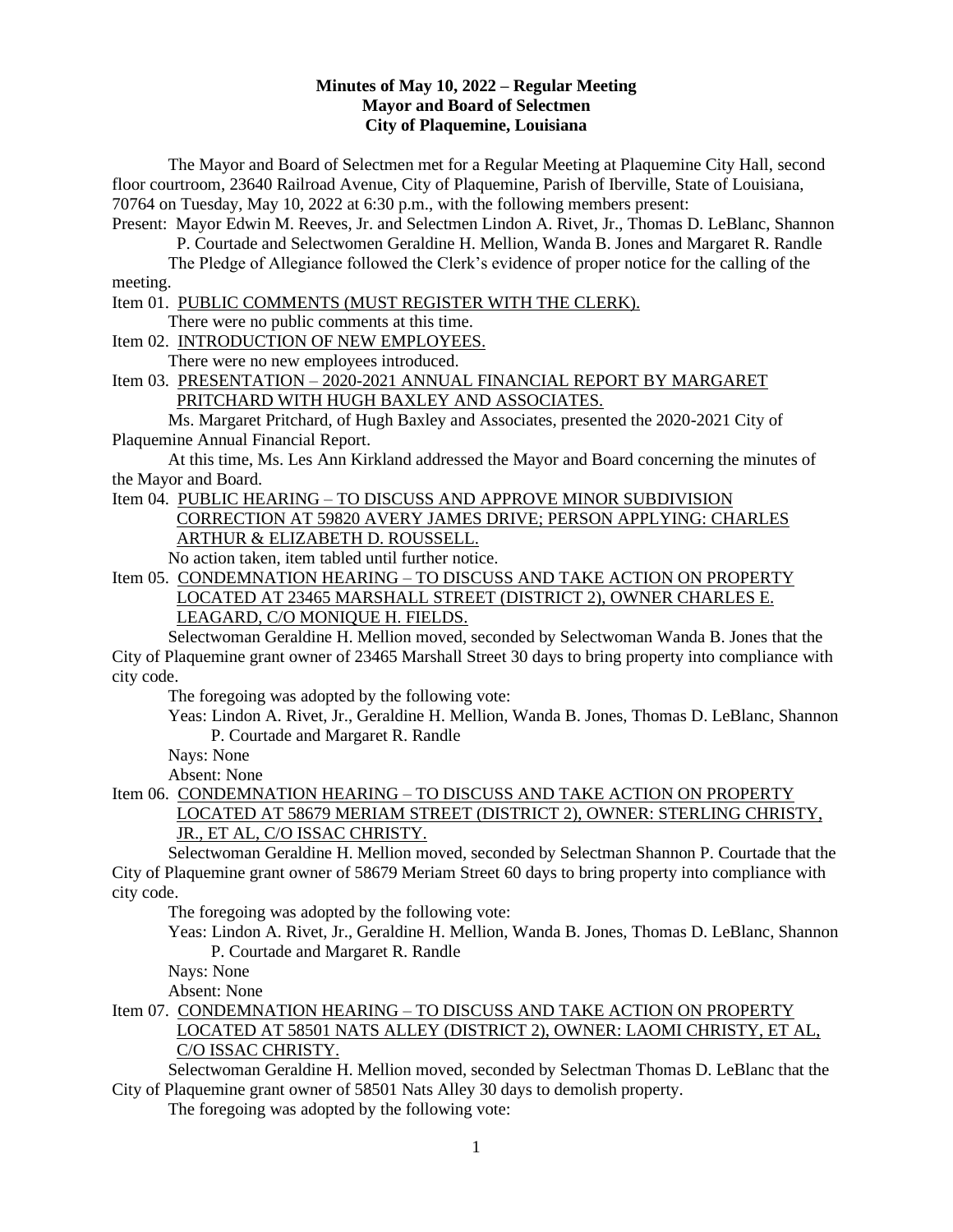**Minutes of May 10, 2022 – Regular Meeting**
**Mayor and Board of Selectmen**
**City of Plaquemine, Louisiana**

The Mayor and Board of Selectmen met for a Regular Meeting at Plaquemine City Hall, second floor courtroom, 23640 Railroad Avenue, City of Plaquemine, Parish of Iberville, State of Louisiana, 70764 on Tuesday, May 10, 2022 at 6:30 p.m., with the following members present:

Present: Mayor Edwin M. Reeves, Jr. and Selectmen Lindon A. Rivet, Jr., Thomas D. LeBlanc, Shannon P. Courtade and Selectwomen Geraldine H. Mellion, Wanda B. Jones and Margaret R. Randle

The Pledge of Allegiance followed the Clerk's evidence of proper notice for the calling of the meeting.

Item 01. PUBLIC COMMENTS (MUST REGISTER WITH THE CLERK).

There were no public comments at this time.

Item 02. INTRODUCTION OF NEW EMPLOYEES.

There were no new employees introduced.

Item 03. PRESENTATION – 2020-2021 ANNUAL FINANCIAL REPORT BY MARGARET PRITCHARD WITH HUGH BAXLEY AND ASSOCIATES.

Ms. Margaret Pritchard, of Hugh Baxley and Associates, presented the 2020-2021 City of Plaquemine Annual Financial Report.

At this time, Ms. Les Ann Kirkland addressed the Mayor and Board concerning the minutes of the Mayor and Board.

Item 04. PUBLIC HEARING – TO DISCUSS AND APPROVE MINOR SUBDIVISION CORRECTION AT 59820 AVERY JAMES DRIVE; PERSON APPLYING: CHARLES ARTHUR & ELIZABETH D. ROUSSELL.

No action taken, item tabled until further notice.

Item 05. CONDEMNATION HEARING – TO DISCUSS AND TAKE ACTION ON PROPERTY LOCATED AT 23465 MARSHALL STREET (DISTRICT 2), OWNER CHARLES E. LEAGARD, C/O MONIQUE H. FIELDS.

Selectwoman Geraldine H. Mellion moved, seconded by Selectwoman Wanda B. Jones that the City of Plaquemine grant owner of 23465 Marshall Street 30 days to bring property into compliance with city code.

The foregoing was adopted by the following vote:

Yeas: Lindon A. Rivet, Jr., Geraldine H. Mellion, Wanda B. Jones, Thomas D. LeBlanc, Shannon P. Courtade and Margaret R. Randle

Nays: None

Absent: None

Item 06. CONDEMNATION HEARING – TO DISCUSS AND TAKE ACTION ON PROPERTY LOCATED AT 58679 MERIAM STREET (DISTRICT 2), OWNER: STERLING CHRISTY, JR., ET AL, C/O ISSAC CHRISTY.

Selectwoman Geraldine H. Mellion moved, seconded by Selectman Shannon P. Courtade that the City of Plaquemine grant owner of 58679 Meriam Street 60 days to bring property into compliance with city code.

The foregoing was adopted by the following vote:

Yeas: Lindon A. Rivet, Jr., Geraldine H. Mellion, Wanda B. Jones, Thomas D. LeBlanc, Shannon P. Courtade and Margaret R. Randle

Nays: None

Absent: None

Item 07. CONDEMNATION HEARING – TO DISCUSS AND TAKE ACTION ON PROPERTY LOCATED AT 58501 NATS ALLEY (DISTRICT 2), OWNER: LAOMI CHRISTY, ET AL, C/O ISSAC CHRISTY.

Selectwoman Geraldine H. Mellion moved, seconded by Selectman Thomas D. LeBlanc that the City of Plaquemine grant owner of 58501 Nats Alley 30 days to demolish property.

The foregoing was adopted by the following vote: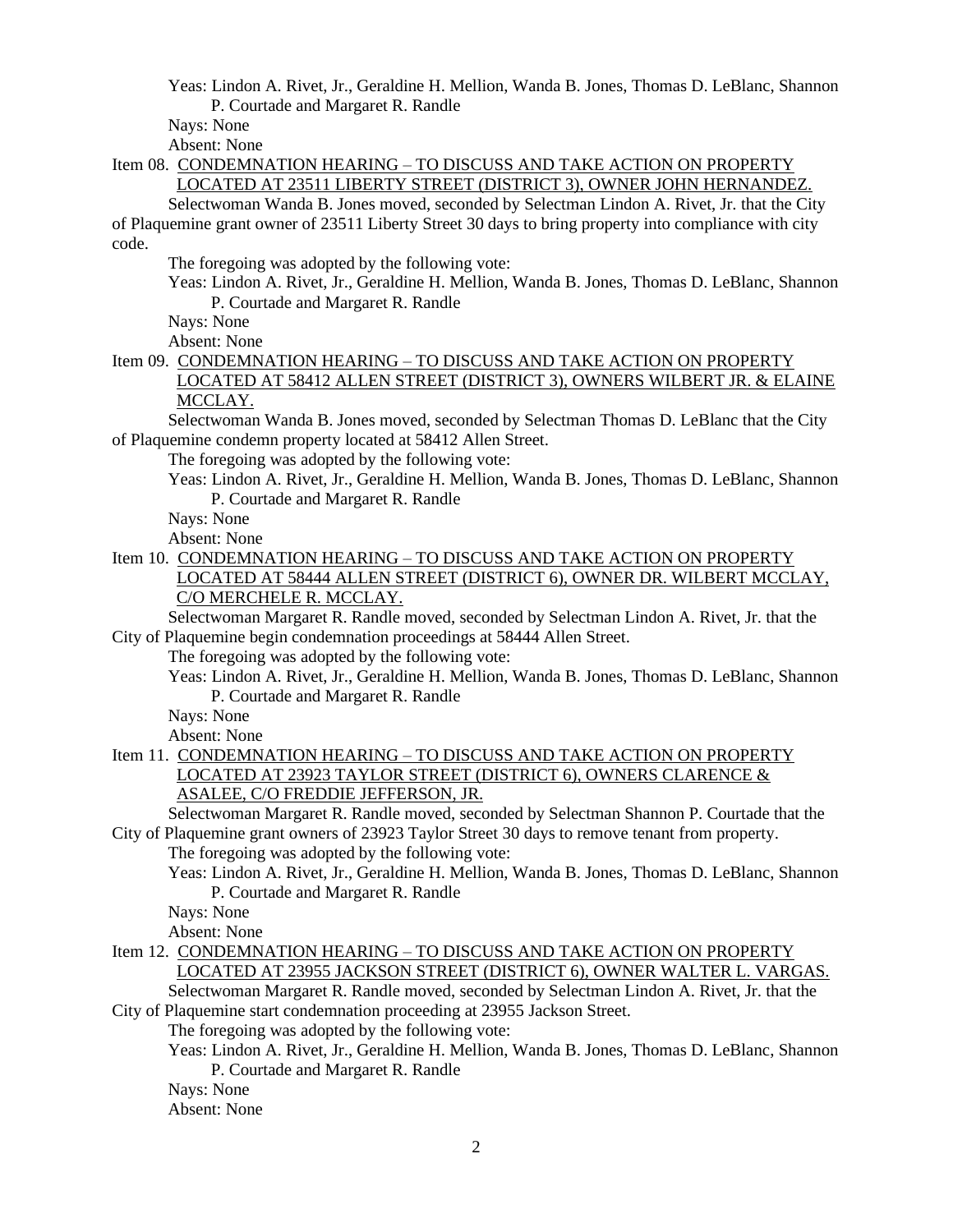Yeas: Lindon A. Rivet, Jr., Geraldine H. Mellion, Wanda B. Jones, Thomas D. LeBlanc, Shannon P. Courtade and Margaret R. Randle
Nays: None
Absent: None

Item 08. CONDEMNATION HEARING – TO DISCUSS AND TAKE ACTION ON PROPERTY LOCATED AT 23511 LIBERTY STREET (DISTRICT 3), OWNER JOHN HERNANDEZ.

Selectwoman Wanda B. Jones moved, seconded by Selectman Lindon A. Rivet, Jr. that the City of Plaquemine grant owner of 23511 Liberty Street 30 days to bring property into compliance with city code.

The foregoing was adopted by the following vote:
Yeas: Lindon A. Rivet, Jr., Geraldine H. Mellion, Wanda B. Jones, Thomas D. LeBlanc, Shannon P. Courtade and Margaret R. Randle
Nays: None
Absent: None

Item 09. CONDEMNATION HEARING – TO DISCUSS AND TAKE ACTION ON PROPERTY LOCATED AT 58412 ALLEN STREET (DISTRICT 3), OWNERS WILBERT JR. & ELAINE MCCLAY.

Selectwoman Wanda B. Jones moved, seconded by Selectman Thomas D. LeBlanc that the City of Plaquemine condemn property located at 58412 Allen Street.

The foregoing was adopted by the following vote:
Yeas: Lindon A. Rivet, Jr., Geraldine H. Mellion, Wanda B. Jones, Thomas D. LeBlanc, Shannon P. Courtade and Margaret R. Randle
Nays: None
Absent: None

Item 10. CONDEMNATION HEARING – TO DISCUSS AND TAKE ACTION ON PROPERTY LOCATED AT 58444 ALLEN STREET (DISTRICT 6), OWNER DR. WILBERT MCCLAY, C/O MERCHELE R. MCCLAY.

Selectwoman Margaret R. Randle moved, seconded by Selectman Lindon A. Rivet, Jr. that the City of Plaquemine begin condemnation proceedings at 58444 Allen Street.

The foregoing was adopted by the following vote:
Yeas: Lindon A. Rivet, Jr., Geraldine H. Mellion, Wanda B. Jones, Thomas D. LeBlanc, Shannon P. Courtade and Margaret R. Randle
Nays: None
Absent: None

Item 11. CONDEMNATION HEARING – TO DISCUSS AND TAKE ACTION ON PROPERTY LOCATED AT 23923 TAYLOR STREET (DISTRICT 6), OWNERS CLARENCE & ASALEE, C/O FREDDIE JEFFERSON, JR.

Selectwoman Margaret R. Randle moved, seconded by Selectman Shannon P. Courtade that the City of Plaquemine grant owners of 23923 Taylor Street 30 days to remove tenant from property.

The foregoing was adopted by the following vote:
Yeas: Lindon A. Rivet, Jr., Geraldine H. Mellion, Wanda B. Jones, Thomas D. LeBlanc, Shannon P. Courtade and Margaret R. Randle
Nays: None
Absent: None

Item 12. CONDEMNATION HEARING – TO DISCUSS AND TAKE ACTION ON PROPERTY LOCATED AT 23955 JACKSON STREET (DISTRICT 6), OWNER WALTER L. VARGAS.

Selectwoman Margaret R. Randle moved, seconded by Selectman Lindon A. Rivet, Jr. that the City of Plaquemine start condemnation proceeding at 23955 Jackson Street.

The foregoing was adopted by the following vote:
Yeas: Lindon A. Rivet, Jr., Geraldine H. Mellion, Wanda B. Jones, Thomas D. LeBlanc, Shannon P. Courtade and Margaret R. Randle
Nays: None
Absent: None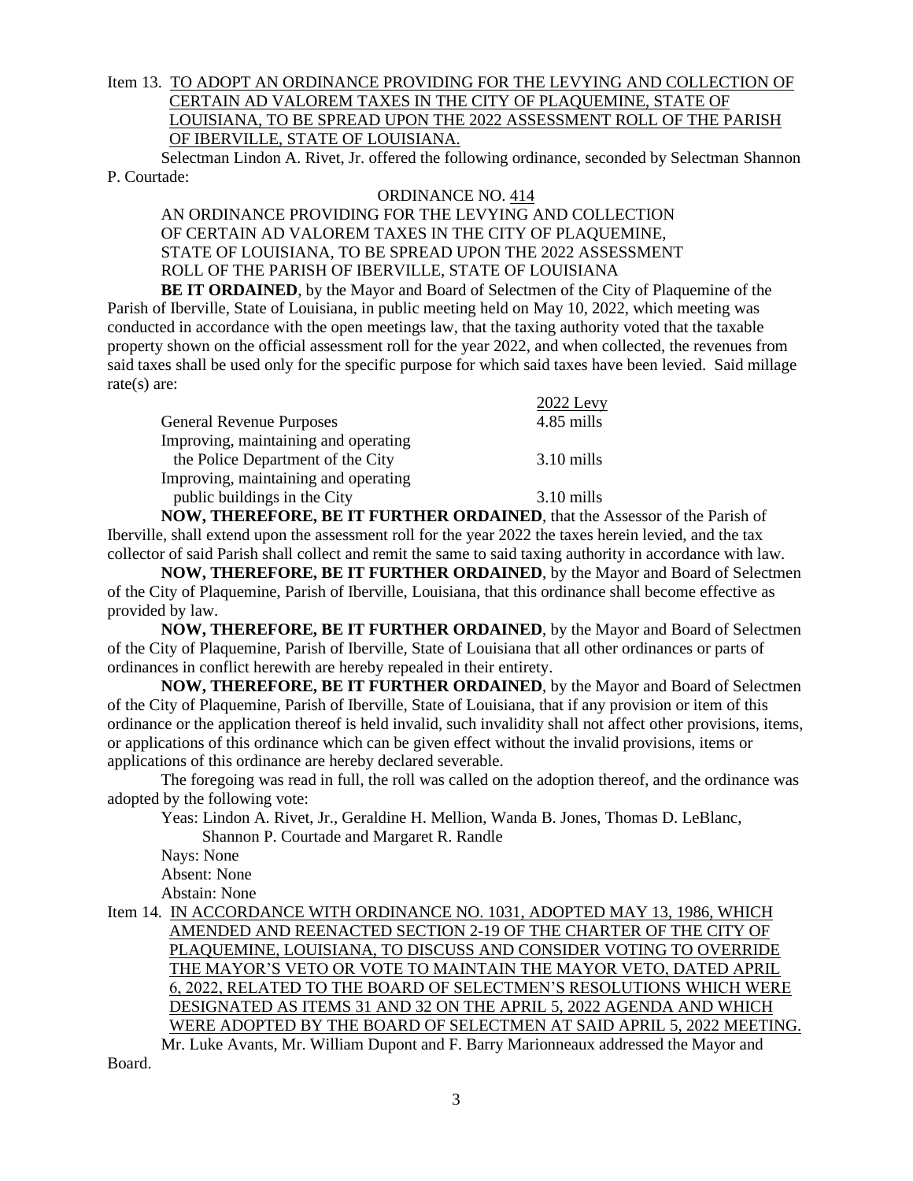Item 13. <u>TO ADOPT AN ORDINANCE PROVIDING FOR THE LEVYING AND COLLECTION OF CERTAIN AD VALOREM TAXES IN THE CITY OF PLAQUEMINE, STATE OF LOUISIANA, TO BE SPREAD UPON THE 2022 ASSESSMENT ROLL OF THE PARISH OF IBERVILLE, STATE OF LOUISIANA.</u>

Selectman Lindon A. Rivet, Jr. offered the following ordinance, seconded by Selectman Shannon P. Courtade:

ORDINANCE NO. <u>414</u>

AN ORDINANCE PROVIDING FOR THE LEVYING AND COLLECTION OF CERTAIN AD VALOREM TAXES IN THE CITY OF PLAQUEMINE, STATE OF LOUISIANA, TO BE SPREAD UPON THE 2022 ASSESSMENT ROLL OF THE PARISH OF IBERVILLE, STATE OF LOUISIANA

**BE IT ORDAINED**, by the Mayor and Board of Selectmen of the City of Plaquemine of the Parish of Iberville, State of Louisiana, in public meeting held on May 10, 2022, which meeting was conducted in accordance with the open meetings law, that the taxing authority voted that the taxable property shown on the official assessment roll for the year 2022, and when collected, the revenues from said taxes shall be used only for the specific purpose for which said taxes have been levied. Said millage rate(s) are:

| | 2022 Levy |
|---|---|
| General Revenue Purposes | 4.85 mills |
| Improving, maintaining and operating the Police Department of the City | 3.10 mills |
| Improving, maintaining and operating public buildings in the City | 3.10 mills |

**NOW, THEREFORE, BE IT FURTHER ORDAINED**, that the Assessor of the Parish of Iberville, shall extend upon the assessment roll for the year 2022 the taxes herein levied, and the tax collector of said Parish shall collect and remit the same to said taxing authority in accordance with law.

**NOW, THEREFORE, BE IT FURTHER ORDAINED**, by the Mayor and Board of Selectmen of the City of Plaquemine, Parish of Iberville, Louisiana, that this ordinance shall become effective as provided by law.

**NOW, THEREFORE, BE IT FURTHER ORDAINED**, by the Mayor and Board of Selectmen of the City of Plaquemine, Parish of Iberville, State of Louisiana that all other ordinances or parts of ordinances in conflict herewith are hereby repealed in their entirety.

**NOW, THEREFORE, BE IT FURTHER ORDAINED**, by the Mayor and Board of Selectmen of the City of Plaquemine, Parish of Iberville, State of Louisiana, that if any provision or item of this ordinance or the application thereof is held invalid, such invalidity shall not affect other provisions, items, or applications of this ordinance which can be given effect without the invalid provisions, items or applications of this ordinance are hereby declared severable.

The foregoing was read in full, the roll was called on the adoption thereof, and the ordinance was adopted by the following vote:

Yeas: Lindon A. Rivet, Jr., Geraldine H. Mellion, Wanda B. Jones, Thomas D. LeBlanc, Shannon P. Courtade and Margaret R. Randle

Nays: None

Absent: None

Abstain: None

Item 14. <u>IN ACCORDANCE WITH ORDINANCE NO. 1031, ADOPTED MAY 13, 1986, WHICH AMENDED AND REENACTED SECTION 2-19 OF THE CHARTER OF THE CITY OF PLAQUEMINE, LOUISIANA, TO DISCUSS AND CONSIDER VOTING TO OVERRIDE THE MAYOR'S VETO OR VOTE TO MAINTAIN THE MAYOR VETO, DATED APRIL 6, 2022, RELATED TO THE BOARD OF SELECTMEN'S RESOLUTIONS WHICH WERE DESIGNATED AS ITEMS 31 AND 32 ON THE APRIL 5, 2022 AGENDA AND WHICH WERE ADOPTED BY THE BOARD OF SELECTMEN AT SAID APRIL 5, 2022 MEETING.</u>

Mr. Luke Avants, Mr. William Dupont and F. Barry Marionneaux addressed the Mayor and Board.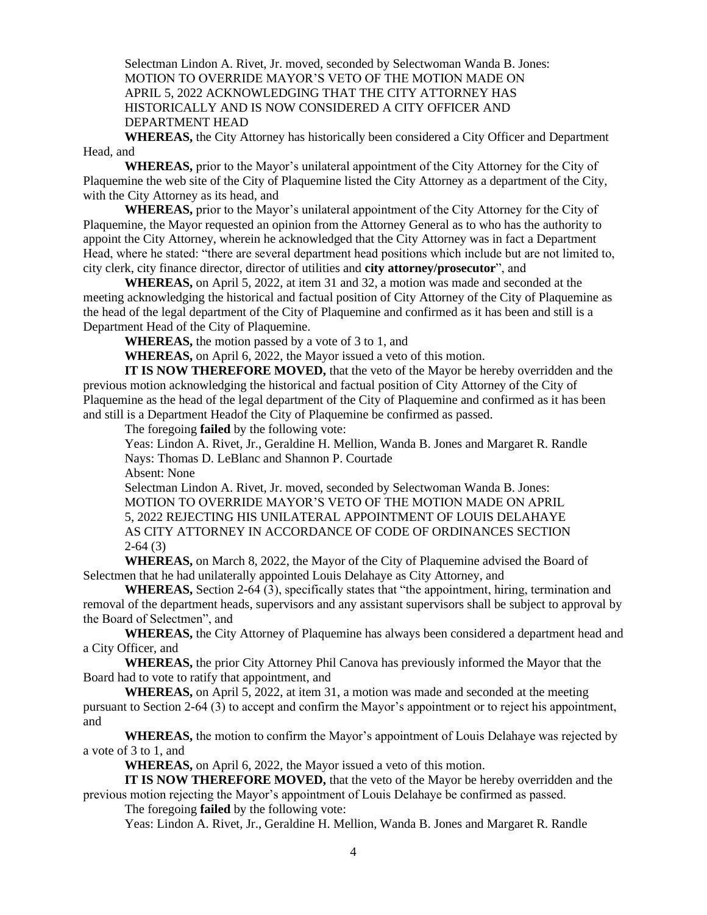Selectman Lindon A. Rivet, Jr. moved, seconded by Selectwoman Wanda B. Jones:
MOTION TO OVERRIDE MAYOR'S VETO OF THE MOTION MADE ON APRIL 5, 2022 ACKNOWLEDGING THAT THE CITY ATTORNEY HAS HISTORICALLY AND IS NOW CONSIDERED A CITY OFFICER AND DEPARTMENT HEAD

**WHEREAS,** the City Attorney has historically been considered a City Officer and Department Head, and

**WHEREAS,** prior to the Mayor's unilateral appointment of the City Attorney for the City of Plaquemine the web site of the City of Plaquemine listed the City Attorney as a department of the City, with the City Attorney as its head, and

**WHEREAS,** prior to the Mayor's unilateral appointment of the City Attorney for the City of Plaquemine, the Mayor requested an opinion from the Attorney General as to who has the authority to appoint the City Attorney, wherein he acknowledged that the City Attorney was in fact a Department Head, where he stated: "there are several department head positions which include but are not limited to, city clerk, city finance director, director of utilities and **city attorney/prosecutor**", and

**WHEREAS,** on April 5, 2022, at item 31 and 32, a motion was made and seconded at the meeting acknowledging the historical and factual position of City Attorney of the City of Plaquemine as the head of the legal department of the City of Plaquemine and confirmed as it has been and still is a Department Head of the City of Plaquemine.

**WHEREAS,** the motion passed by a vote of 3 to 1, and

**WHEREAS,** on April 6, 2022, the Mayor issued a veto of this motion.

**IT IS NOW THEREFORE MOVED,** that the veto of the Mayor be hereby overridden and the previous motion acknowledging the historical and factual position of City Attorney of the City of Plaquemine as the head of the legal department of the City of Plaquemine and confirmed as it has been and still is a Department Headof the City of Plaquemine be confirmed as passed.

The foregoing **failed** by the following vote:

Yeas: Lindon A. Rivet, Jr., Geraldine H. Mellion, Wanda B. Jones and Margaret R. Randle
Nays: Thomas D. LeBlanc and Shannon P. Courtade
Absent: None

Selectman Lindon A. Rivet, Jr. moved, seconded by Selectwoman Wanda B. Jones:
MOTION TO OVERRIDE MAYOR'S VETO OF THE MOTION MADE ON APRIL 5, 2022 REJECTING HIS UNILATERAL APPOINTMENT OF LOUIS DELAHAYE AS CITY ATTORNEY IN ACCORDANCE OF CODE OF ORDINANCES SECTION 2-64 (3)

**WHEREAS,** on March 8, 2022, the Mayor of the City of Plaquemine advised the Board of Selectmen that he had unilaterally appointed Louis Delahaye as City Attorney, and

**WHEREAS,** Section 2-64 (3), specifically states that "the appointment, hiring, termination and removal of the department heads, supervisors and any assistant supervisors shall be subject to approval by the Board of Selectmen", and

**WHEREAS,** the City Attorney of Plaquemine has always been considered a department head and a City Officer, and

**WHEREAS,** the prior City Attorney Phil Canova has previously informed the Mayor that the Board had to vote to ratify that appointment, and

**WHEREAS,** on April 5, 2022, at item 31, a motion was made and seconded at the meeting pursuant to Section 2-64 (3) to accept and confirm the Mayor's appointment or to reject his appointment, and

**WHEREAS,** the motion to confirm the Mayor's appointment of Louis Delahaye was rejected by a vote of 3 to 1, and

**WHEREAS,** on April 6, 2022, the Mayor issued a veto of this motion.

**IT IS NOW THEREFORE MOVED,** that the veto of the Mayor be hereby overridden and the previous motion rejecting the Mayor's appointment of Louis Delahaye be confirmed as passed.

The foregoing **failed** by the following vote:

Yeas: Lindon A. Rivet, Jr., Geraldine H. Mellion, Wanda B. Jones and Margaret R. Randle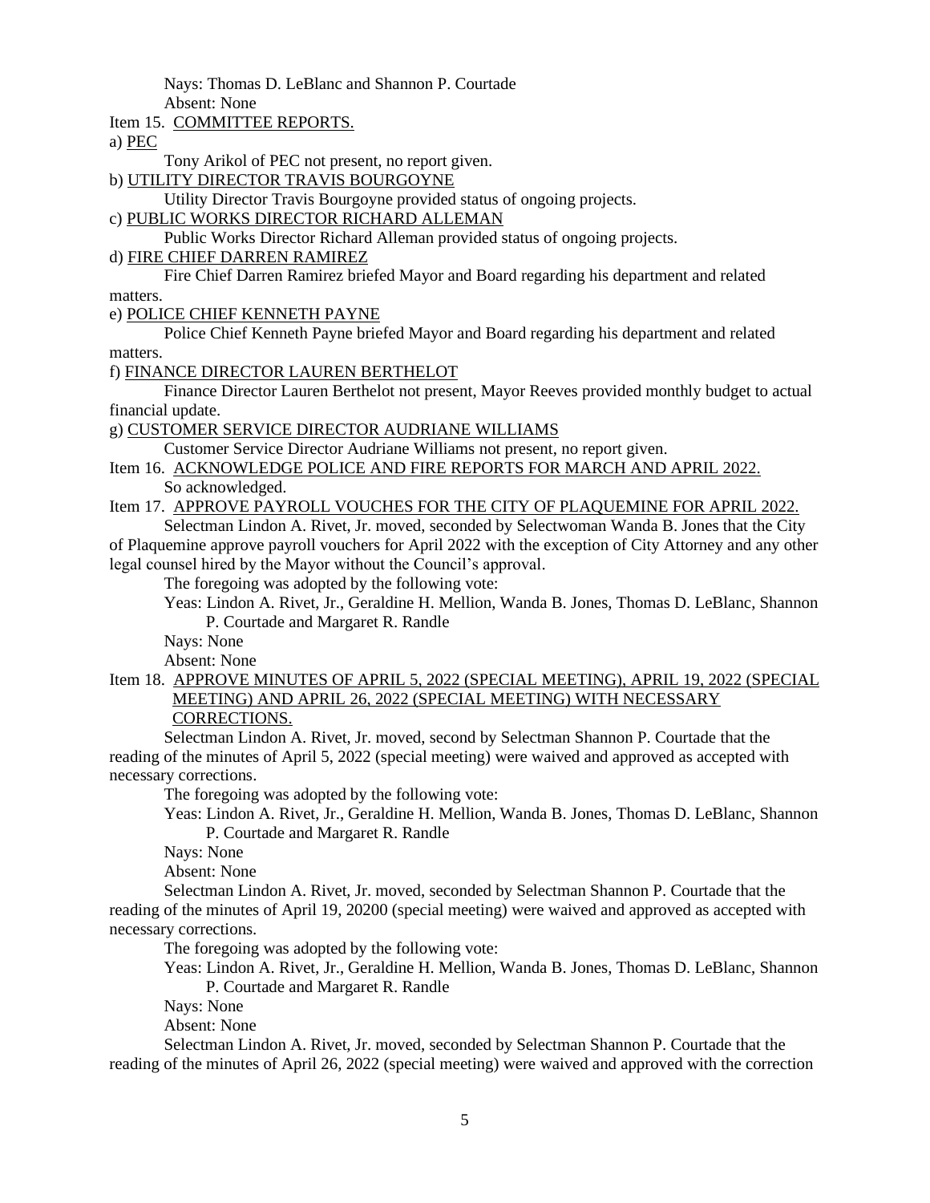Nays: Thomas D. LeBlanc and Shannon P. Courtade

Absent: None

Item 15. COMMITTEE REPORTS.

a) PEC

Tony Arikol of PEC not present, no report given.

b) UTILITY DIRECTOR TRAVIS BOURGOYNE

Utility Director Travis Bourgoyne provided status of ongoing projects.

c) PUBLIC WORKS DIRECTOR RICHARD ALLEMAN

Public Works Director Richard Alleman provided status of ongoing projects.

d) FIRE CHIEF DARREN RAMIREZ

Fire Chief Darren Ramirez briefed Mayor and Board regarding his department and related matters.

e) POLICE CHIEF KENNETH PAYNE

Police Chief Kenneth Payne briefed Mayor and Board regarding his department and related matters.

f) FINANCE DIRECTOR LAUREN BERTHELOT

Finance Director Lauren Berthelot not present, Mayor Reeves provided monthly budget to actual financial update.

g) CUSTOMER SERVICE DIRECTOR AUDRIANE WILLIAMS

Customer Service Director Audriane Williams not present, no report given.

Item 16. ACKNOWLEDGE POLICE AND FIRE REPORTS FOR MARCH AND APRIL 2022.

So acknowledged.

Item 17. APPROVE PAYROLL VOUCHES FOR THE CITY OF PLAQUEMINE FOR APRIL 2022.

Selectman Lindon A. Rivet, Jr. moved, seconded by Selectwoman Wanda B. Jones that the City of Plaquemine approve payroll vouchers for April 2022 with the exception of City Attorney and any other legal counsel hired by the Mayor without the Council's approval.

The foregoing was adopted by the following vote:

Yeas: Lindon A. Rivet, Jr., Geraldine H. Mellion, Wanda B. Jones, Thomas D. LeBlanc, Shannon P. Courtade and Margaret R. Randle

Nays: None

Absent: None

Item 18. APPROVE MINUTES OF APRIL 5, 2022 (SPECIAL MEETING), APRIL 19, 2022 (SPECIAL MEETING) AND APRIL 26, 2022 (SPECIAL MEETING) WITH NECESSARY CORRECTIONS.

Selectman Lindon A. Rivet, Jr. moved, second by Selectman Shannon P. Courtade that the reading of the minutes of April 5, 2022 (special meeting) were waived and approved as accepted with necessary corrections.

The foregoing was adopted by the following vote:

Yeas: Lindon A. Rivet, Jr., Geraldine H. Mellion, Wanda B. Jones, Thomas D. LeBlanc, Shannon P. Courtade and Margaret R. Randle

Nays: None

Absent: None

Selectman Lindon A. Rivet, Jr. moved, seconded by Selectman Shannon P. Courtade that the reading of the minutes of April 19, 20200 (special meeting) were waived and approved as accepted with necessary corrections.

The foregoing was adopted by the following vote:

Yeas: Lindon A. Rivet, Jr., Geraldine H. Mellion, Wanda B. Jones, Thomas D. LeBlanc, Shannon P. Courtade and Margaret R. Randle

Nays: None

Absent: None

Selectman Lindon A. Rivet, Jr. moved, seconded by Selectman Shannon P. Courtade that the reading of the minutes of April 26, 2022 (special meeting) were waived and approved with the correction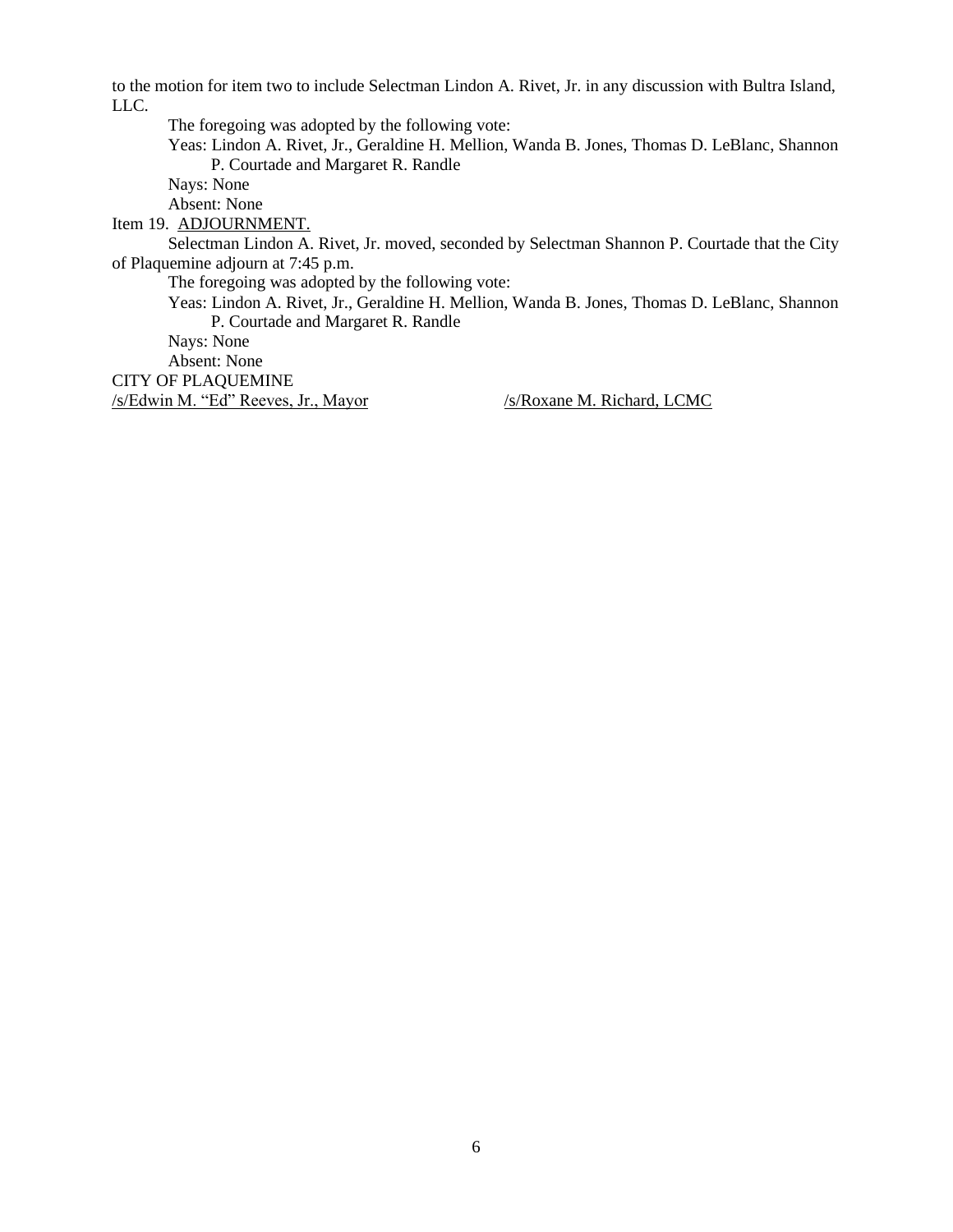to the motion for item two to include Selectman Lindon A. Rivet, Jr. in any discussion with Bultra Island, LLC.

The foregoing was adopted by the following vote:

Yeas: Lindon A. Rivet, Jr., Geraldine H. Mellion, Wanda B. Jones, Thomas D. LeBlanc, Shannon P. Courtade and Margaret R. Randle

Nays: None

Absent: None

Item 19. ADJOURNMENT.

Selectman Lindon A. Rivet, Jr. moved, seconded by Selectman Shannon P. Courtade that the City of Plaquemine adjourn at 7:45 p.m.

The foregoing was adopted by the following vote:

Yeas: Lindon A. Rivet, Jr., Geraldine H. Mellion, Wanda B. Jones, Thomas D. LeBlanc, Shannon P. Courtade and Margaret R. Randle

Nays: None

Absent: None

CITY OF PLAQUEMINE

/s/Edwin M. "Ed" Reeves, Jr., Mayor                /s/Roxane M. Richard, LCMC